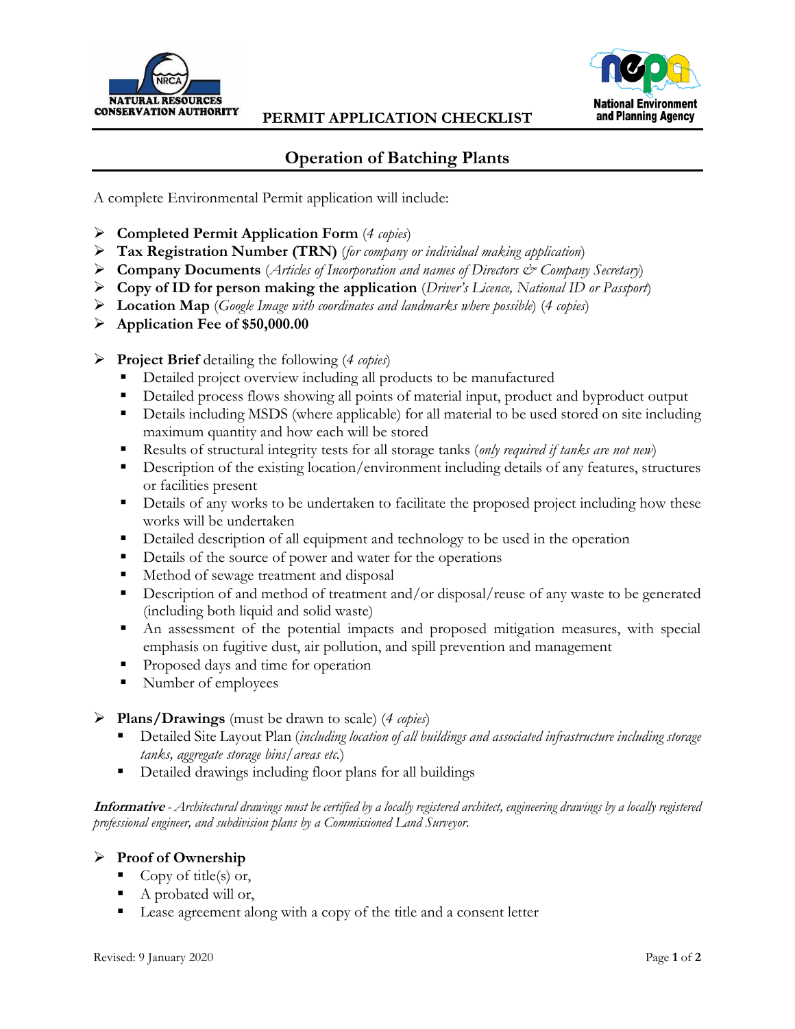NATURAL RESOURCES CONSERVATION AUTHORITY

**PERMIT APPLICATION CHECKLIST**

National Environment and Planning Agency

# Operation of Batching Plants

A complete Environmental Permit application will include:

- **Completed Permit Application Form** (*4 copies*)
- **Tax Registration Number (TRN)** (*for company or individual making application*)
- **Company Documents** (*Articles of Incorporation and names of Directors & Company Secretary*)
- **Copy of ID for person making the application** (*Driver's Licence, National ID or Passport*)
- **Location Map** (*Google Image with coordinates and landmarks where possible*) (*4 copies*)
- **Application Fee of $50,000.00**

- **Project Brief** detailing the following (*4 copies*)
  - Detailed project overview including all products to be manufactured
  - Detailed process flows showing all points of material input, product and byproduct output
  - Details including MSDS (where applicable) for all material to be used stored on site including maximum quantity and how each will be stored
  - Results of structural integrity tests for all storage tanks (*only required if tanks are not new*)
  - Description of the existing location/environment including details of any features, structures or facilities present
  - Details of any works to be undertaken to facilitate the proposed project including how these works will be undertaken
  - Detailed description of all equipment and technology to be used in the operation
  - Details of the source of power and water for the operations
  - Method of sewage treatment and disposal
  - Description of and method of treatment and/or disposal/reuse of any waste to be generated (including both liquid and solid waste)
  - An assessment of the potential impacts and proposed mitigation measures, with special emphasis on fugitive dust, air pollution, and spill prevention and management
  - Proposed days and time for operation
  - Number of employees

- **Plans/Drawings** (must be drawn to scale) (*4 copies*)
  - Detailed Site Layout Plan (*including location of all buildings and associated infrastructure including storage tanks, aggregate storage bins/areas etc.*)
  - Detailed drawings including floor plans for all buildings

***Informative*** - *Architectural drawings must be certified by a locally registered architect, engineering drawings by a locally registered professional engineer, and subdivision plans by a Commissioned Land Surveyor.*

- **Proof of Ownership**
  - Copy of title(s) or,
  - A probated will or,
  - Lease agreement along with a copy of the title and a consent letter

Revised: 9 January 2020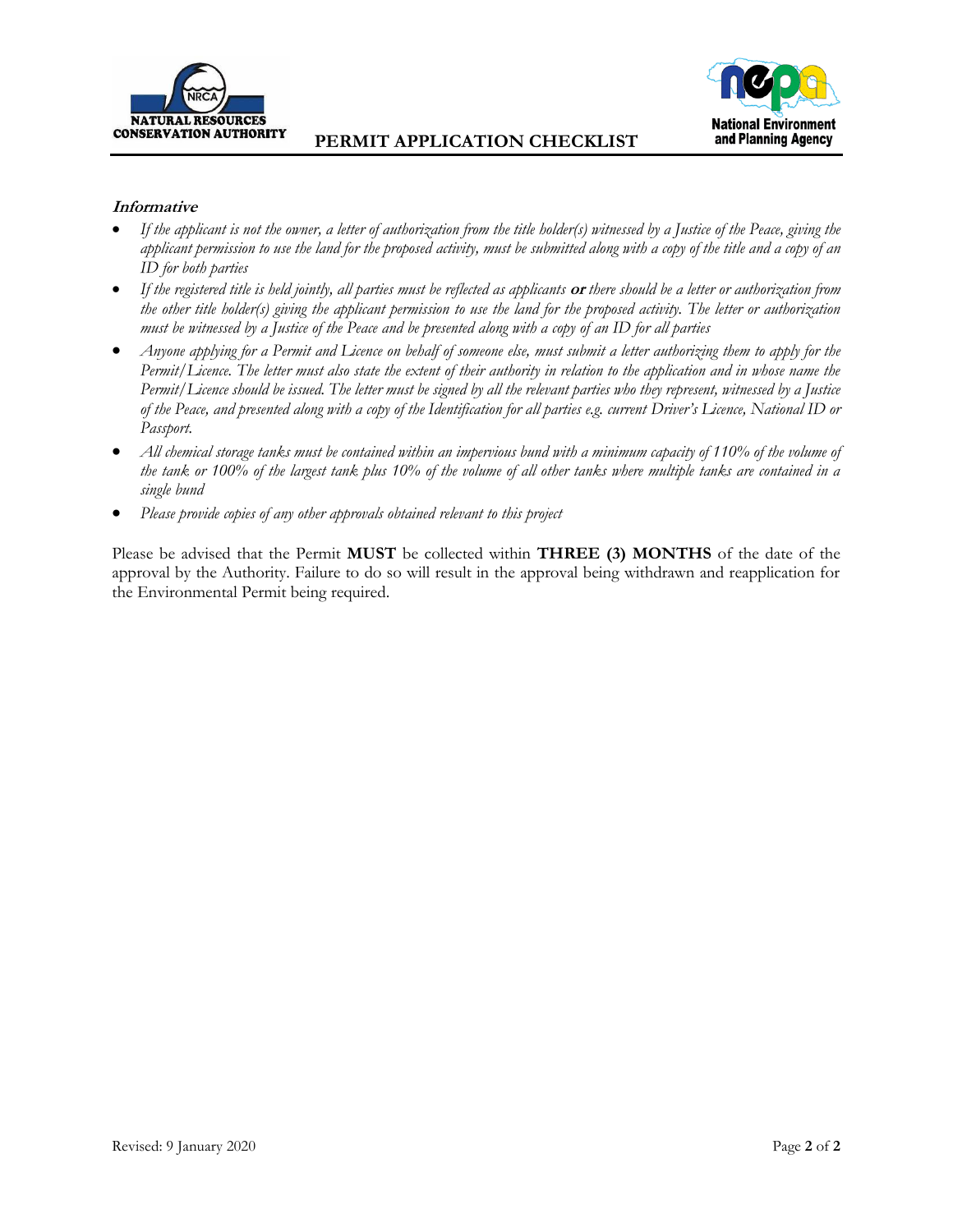**Informative**

- *If the applicant is not the owner, a letter of authorization from the title holder(s) witnessed by a Justice of the Peace, giving the applicant permission to use the land for the proposed activity, must be submitted along with a copy of the title and a copy of an ID for both parties*
- *If the registered title is held jointly, all parties must be reflected as applicants* ***or*** *there should be a letter or authorization from the other title holder(s) giving the applicant permission to use the land for the proposed activity. The letter or authorization must be witnessed by a Justice of the Peace and be presented along with a copy of an ID for all parties*
- *Anyone applying for a Permit and Licence on behalf of someone else, must submit a letter authorizing them to apply for the Permit/Licence. The letter must also state the extent of their authority in relation to the application and in whose name the Permit/Licence should be issued. The letter must be signed by all the relevant parties who they represent, witnessed by a Justice of the Peace, and presented along with a copy of the Identification for all parties e.g. current Driver's Licence, National ID or Passport.*
- *All chemical storage tanks must be contained within an impervious bund with a minimum capacity of 110% of the volume of the tank or 100% of the largest tank plus 10% of the volume of all other tanks where multiple tanks are contained in a single bund*
- *Please provide copies of any other approvals obtained relevant to this project*

Please be advised that the Permit **MUST** be collected within **THREE (3) MONTHS** of the date of the approval by the Authority. Failure to do so will result in the approval being withdrawn and reapplication for the Environmental Permit being required.